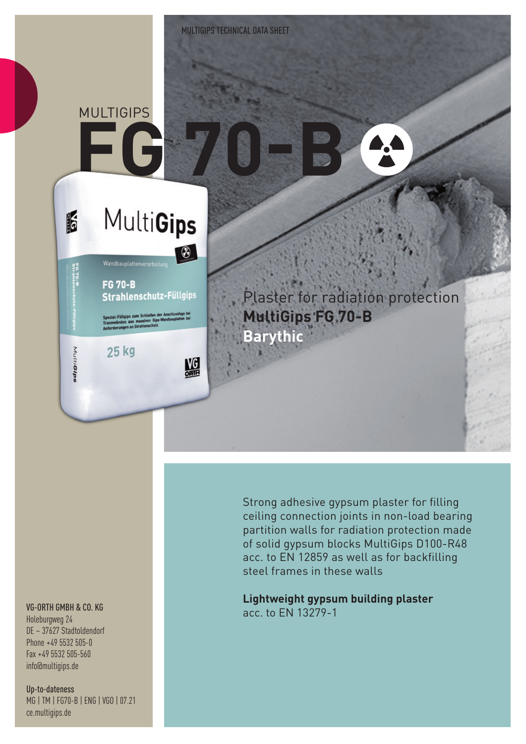MULTIGIPS TECHNICAL DATA SHEET

# MULTIGIPS FG 70-B

Plaster for radiation protection
**MultiGips FG 70-B**
**Barythic**

Strong adhesive gypsum plaster for filling ceiling connection joints in non-load bearing partition walls for radiation protection made of solid gypsum blocks MultiGips D100-R48 acc. to EN 12859 as well as for backfilling steel frames in these walls

**Lightweight gypsum building plaster**
acc. to EN 13279-1

**VG-ORTH GMBH & CO. KG**
Holeburgweg 24
DE – 37627 Stadtoldendorf
Phone +49 5532 505-0
Fax +49 5532 505-560
info@multigips.de

**Up-to-dateness**
MG | TM | FG70-B | ENG | VGO | 07.21
ce.multigips.de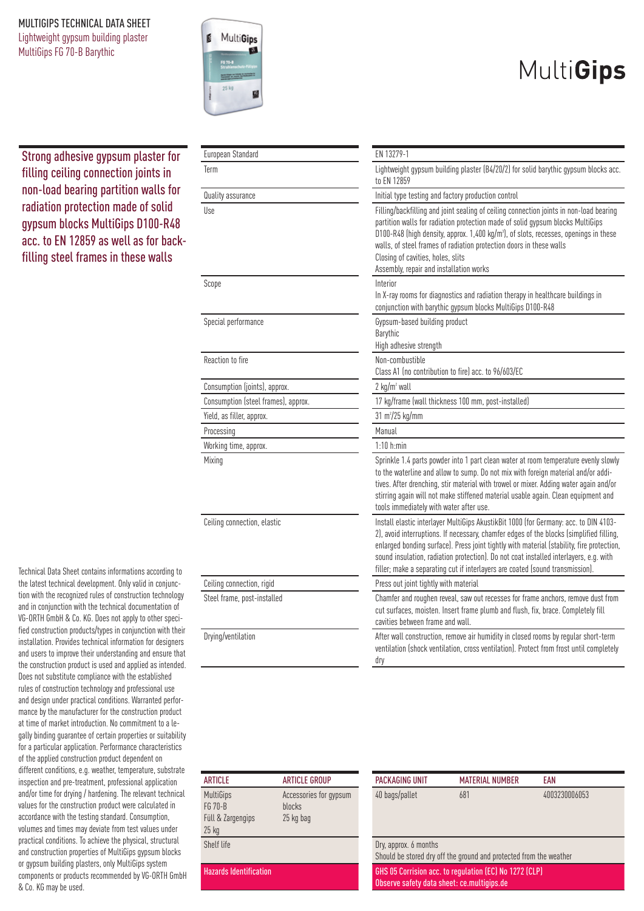MULTIGIPS TECHNICAL DATA SHEET
Lightweight gypsum building plaster
MultiGips FG 70-B Barythic

MultiGips

## Strong adhesive gypsum plaster for filling ceiling connection joints in non-load bearing partition walls for radiation protection made of solid gypsum blocks MultiGips D100-R48 acc. to EN 12859 as well as for backfilling steel frames in these walls

| | |
|---|---|
| European Standard | EN 13279-1 |
| Term | Lightweight gypsum building plaster (B4/20/2) for solid barythic gypsum blocks acc. to EN 12859 |
| Quality assurance | Initial type testing and factory production control |
| Use | Filling/backfilling and joint sealing of ceiling connection joints in non-load bearing partition walls for radiation protection made of solid gypsum blocks MultiGips D100-R48 (high density, approx. 1,400 kg/m³), of slots, recesses, openings in these walls, of steel frames of radiation protection doors in these walls<br>Closing of cavities, holes, slits<br>Assembly, repair and installation works |
| Scope | Interior<br>In X-ray rooms for diagnostics and radiation therapy in healthcare buildings in conjunction with barythic gypsum blocks MultiGips D100-R48 |
| Special performance | Gypsum-based building product<br>Barythic<br>High adhesive strength |
| Reaction to fire | Non-combustible<br>Class A1 (no contribution to fire) acc. to 96/603/EC |
| Consumption (joints), approx. | 2 kg/m² wall |
| Consumption (steel frames), approx. | 17 kg/frame (wall thickness 100 mm, post-installed) |
| Yield, as filler, approx. | 31 m²/25 kg/mm |
| Processing | Manual |
| Working time, approx. | 1:10 h:min |
| Mixing | Sprinkle 1.4 parts powder into 1 part clean water at room temperature evenly slowly to the waterline and allow to sump. Do not mix with foreign material and/or additives. After drenching, stir material with trowel or mixer. Adding water again and/or stirring again will not make stiffened material usable again. Clean equipment and tools immediately with water after use. |
| Ceiling connection, elastic | Install elastic interlayer MultiGips AkustikBit 1000 (for Germany: acc. to DIN 4103-2), avoid interruptions. If necessary, chamfer edges of the blocks (simplified filling, enlarged bonding surface). Press joint tightly with material (stability, fire protection, sound insulation, radiation protection). Do not coat installed interlayers, e.g. with filler; make a separating cut if interlayers are coated (sound transmission). |
| Ceiling connection, rigid | Press out joint tightly with material |
| Steel frame, post-installed | Chamfer and roughen reveal, saw out recesses for frame anchors, remove dust from cut surfaces, moisten. Insert frame plumb and flush, fix, brace. Completely fill cavities between frame and wall. |
| Drying/ventilation | After wall construction, remove air humidity in closed rooms by regular short-term ventilation (shock ventilation, cross ventilation). Protect from frost until completely dry |

Technical Data Sheet contains informations according to the latest technical development. Only valid in conjunction with the recognized rules of construction technology and in conjunction with the technical documentation of VG-ORTH GmbH & Co. KG. Does not apply to other specified construction products/types in conjunction with their installation. Provides technical information for designers and users to improve their understanding and ensure that the construction product is used and applied as intended. Does not substitute compliance with the established rules of construction technology and professional use and design under practical conditions. Warranted performance by the manufacturer for the construction product at time of market introduction. No commitment to a legally binding guarantee of certain properties or suitability for a particular application. Performance characteristics of the applied construction product dependent on different conditions, e.g. weather, temperature, substrate inspection and pre-treatment, professional application and/or time for drying / hardening. The relevant technical values for the construction product were calculated in accordance with the testing standard. Consumption, volumes and times may deviate from test values under practical conditions. To achieve the physical, structural and construction properties of MultiGips gypsum blocks or gypsum building plasters, only MultiGips system components or products recommended by VG-ORTH GmbH & Co. KG may be used.

| ARTICLE | ARTICLE GROUP | PACKAGING UNIT | MATERIAL NUMBER | EAN |
|---|---|---|---|---|
| MultiGips FG 70-B Füll & Zargengips 25 kg | Accessories for gypsum blocks 25 kg bag | 40 bags/pallet | 681 | 4003230006053 |
| Shelf life | | Dry, approx. 6 months<br>Should be stored dry off the ground and protected from the weather | | |
| Hazards Identification | | GHS 05 Corrision acc. to regulation (EC) No 1272 (CLP)<br>Observe safety data sheet: ce.multigips.de | | |